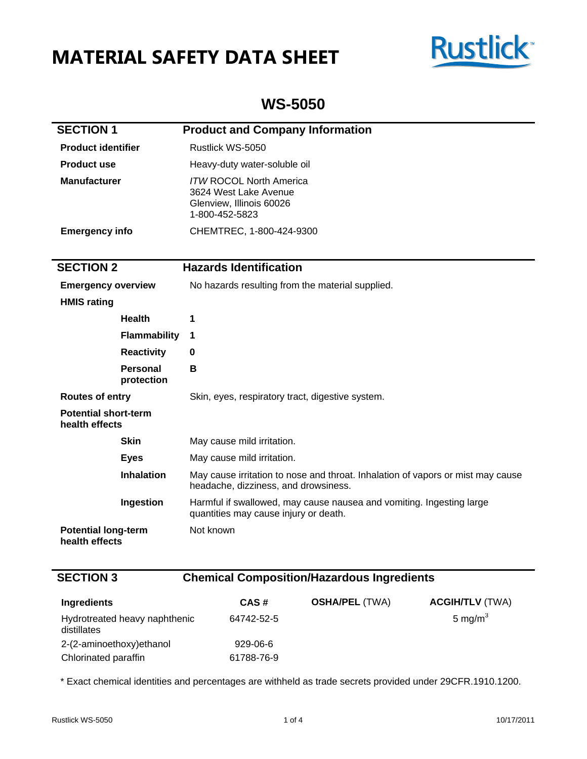# MATERIAL SAFETY DATA SHEET

## WS-5050

## SECTION 1 Product and Company Information

| | |
|---|---|
| **Product identifier** | Rustlick WS-5050 |
| **Product use** | Heavy-duty water-soluble oil |
| **Manufacturer** | *ITW* ROCOL North America<br>3624 West Lake Avenue<br>Glenview, Illinois 60026<br>1-800-452-5823 |
| **Emergency info** | CHEMTREC, 1-800-424-9300 |

## SECTION 2 Hazards Identification

| | | |
|---|---|---|
| **Emergency overview** | | No hazards resulting from the material supplied. |
| **HMIS rating** | | |
| | **Health** | **1** |
| | **Flammability** | **1** |
| | **Reactivity** | **0** |
| | **Personal protection** | **B** |
| **Routes of entry** | | Skin, eyes, respiratory tract, digestive system. |
| **Potential short-term health effects** | | |
| | **Skin** | May cause mild irritation. |
| | **Eyes** | May cause mild irritation. |
| | **Inhalation** | May cause irritation to nose and throat. Inhalation of vapors or mist may cause headache, dizziness, and drowsiness. |
| | **Ingestion** | Harmful if swallowed, may cause nausea and vomiting. Ingesting large quantities may cause injury or death. |
| **Potential long-term health effects** | | Not known |

## SECTION 3 Chemical Composition/Hazardous Ingredients

| Ingredients | CAS # | OSHA/PEL (TWA) | ACGIH/TLV (TWA) |
|---|---|---|---|
| Hydrotreated heavy naphthenic distillates | 64742-52-5 | | 5 mg/m$^3$ |
| 2-(2-aminoethoxy)ethanol | 929-06-6 | | |
| Chlorinated paraffin | 61788-76-9 | | |

* Exact chemical identities and percentages are withheld as trade secrets provided under 29CFR.1910.1200.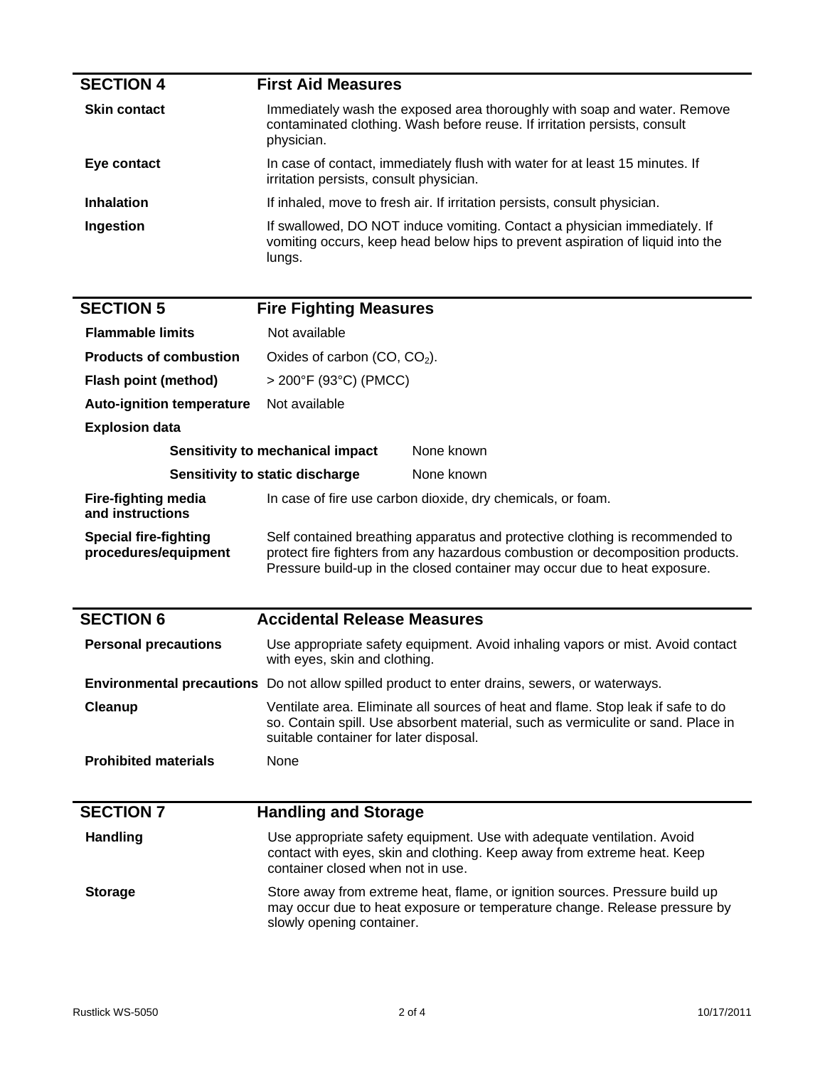## SECTION 4 First Aid Measures

| | |
|---|---|
| **Skin contact** | Immediately wash the exposed area thoroughly with soap and water. Remove contaminated clothing. Wash before reuse. If irritation persists, consult physician. |
| **Eye contact** | In case of contact, immediately flush with water for at least 15 minutes. If irritation persists, consult physician. |
| **Inhalation** | If inhaled, move to fresh air. If irritation persists, consult physician. |
| **Ingestion** | If swallowed, DO NOT induce vomiting. Contact a physician immediately. If vomiting occurs, keep head below hips to prevent aspiration of liquid into the lungs. |

## SECTION 5 Fire Fighting Measures

| | |
|---|---|
| **Flammable limits** | Not available |
| **Products of combustion** | Oxides of carbon (CO, $CO_2$). |
| **Flash point (method)** | > 200°F (93°C) (PMCC) |
| **Auto-ignition temperature** | Not available |

**Explosion data**

| | |
|---|---|
| **Sensitivity to mechanical impact** | None known |
| **Sensitivity to static discharge** | None known |

| | |
|---|---|
| **Fire-fighting media and instructions** | In case of fire use carbon dioxide, dry chemicals, or foam. |
| **Special fire-fighting procedures/equipment** | Self contained breathing apparatus and protective clothing is recommended to protect fire fighters from any hazardous combustion or decomposition products. Pressure build-up in the closed container may occur due to heat exposure. |

## SECTION 6 Accidental Release Measures

| | |
|---|---|
| **Personal precautions** | Use appropriate safety equipment. Avoid inhaling vapors or mist. Avoid contact with eyes, skin and clothing. |
| **Environmental precautions** | Do not allow spilled product to enter drains, sewers, or waterways. |
| **Cleanup** | Ventilate area. Eliminate all sources of heat and flame. Stop leak if safe to do so. Contain spill. Use absorbent material, such as vermiculite or sand. Place in suitable container for later disposal. |
| **Prohibited materials** | None |

## SECTION 7 Handling and Storage

| | |
|---|---|
| **Handling** | Use appropriate safety equipment. Use with adequate ventilation. Avoid contact with eyes, skin and clothing. Keep away from extreme heat. Keep container closed when not in use. |
| **Storage** | Store away from extreme heat, flame, or ignition sources. Pressure build up may occur due to heat exposure or temperature change. Release pressure by slowly opening container. |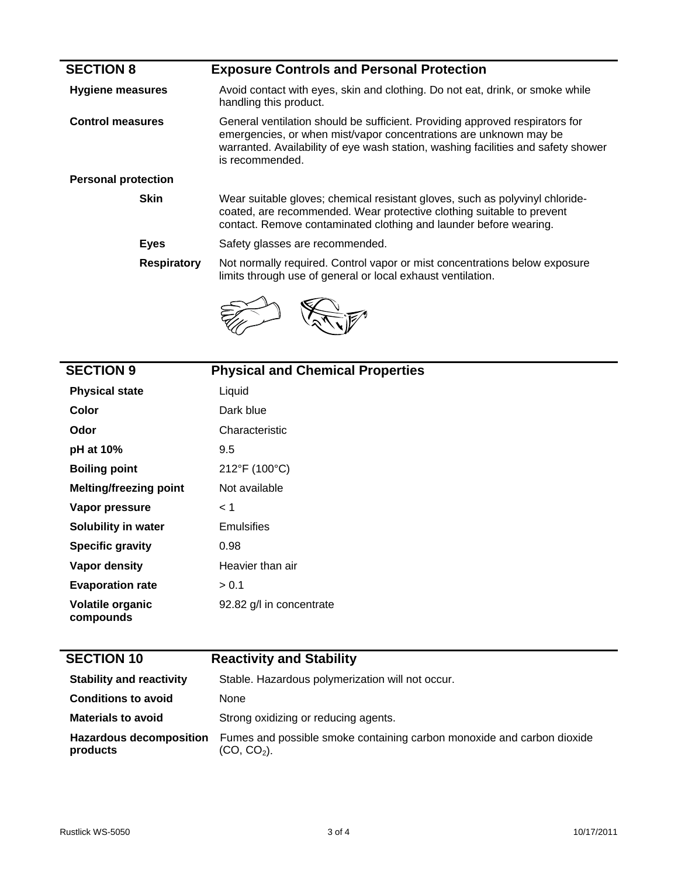## SECTION 8 Exposure Controls and Personal Protection

| | |
|---|---|
| **Hygiene measures** | Avoid contact with eyes, skin and clothing. Do not eat, drink, or smoke while handling this product. |
| **Control measures** | General ventilation should be sufficient. Providing approved respirators for emergencies, or when mist/vapor concentrations are unknown may be warranted. Availability of eye wash station, washing facilities and safety shower is recommended. |
| **Personal protection** | |
| **Skin** | Wear suitable gloves; chemical resistant gloves, such as polyvinyl chloride-coated, are recommended. Wear protective clothing suitable to prevent contact. Remove contaminated clothing and launder before wearing. |
| **Eyes** | Safety glasses are recommended. |
| **Respiratory** | Not normally required. Control vapor or mist concentrations below exposure limits through use of general or local exhaust ventilation. |

## SECTION 9 Physical and Chemical Properties

| | |
|---|---|
| **Physical state** | Liquid |
| **Color** | Dark blue |
| **Odor** | Characteristic |
| **pH at 10%** | 9.5 |
| **Boiling point** | 212°F (100°C) |
| **Melting/freezing point** | Not available |
| **Vapor pressure** | < 1 |
| **Solubility in water** | Emulsifies |
| **Specific gravity** | 0.98 |
| **Vapor density** | Heavier than air |
| **Evaporation rate** | > 0.1 |
| **Volatile organic compounds** | 92.82 g/l in concentrate |

## SECTION 10 Reactivity and Stability

| | |
|---|---|
| **Stability and reactivity** | Stable. Hazardous polymerization will not occur. |
| **Conditions to avoid** | None |
| **Materials to avoid** | Strong oxidizing or reducing agents. |
| **Hazardous decomposition products** | Fumes and possible smoke containing carbon monoxide and carbon dioxide ($CO$, $CO_2$). |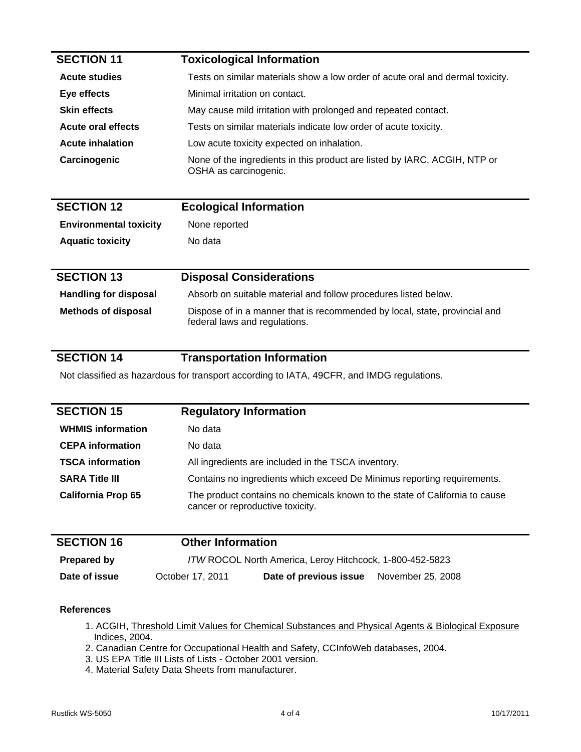## SECTION 11 Toxicological Information

| | |
|---|---|
| **Acute studies** | Tests on similar materials show a low order of acute oral and dermal toxicity. |
| **Eye effects** | Minimal irritation on contact. |
| **Skin effects** | May cause mild irritation with prolonged and repeated contact. |
| **Acute oral effects** | Tests on similar materials indicate low order of acute toxicity. |
| **Acute inhalation** | Low acute toxicity expected on inhalation. |
| **Carcinogenic** | None of the ingredients in this product are listed by IARC, ACGIH, NTP or OSHA as carcinogenic. |

## SECTION 12 Ecological Information

| | |
|---|---|
| **Environmental toxicity** | None reported |
| **Aquatic toxicity** | No data |

## SECTION 13 Disposal Considerations

| | |
|---|---|
| **Handling for disposal** | Absorb on suitable material and follow procedures listed below. |
| **Methods of disposal** | Dispose of in a manner that is recommended by local, state, provincial and federal laws and regulations. |

## SECTION 14 Transportation Information

Not classified as hazardous for transport according to IATA, 49CFR, and IMDG regulations.

## SECTION 15 Regulatory Information

| | |
|---|---|
| **WHMIS information** | No data |
| **CEPA information** | No data |
| **TSCA information** | All ingredients are included in the TSCA inventory. |
| **SARA Title III** | Contains no ingredients which exceed De Minimus reporting requirements. |
| **California Prop 65** | The product contains no chemicals known to the state of California to cause cancer or reproductive toxicity. |

## SECTION 16 Other Information

**Prepared by** *ITW* ROCOL North America, Leroy Hitchcock, 1-800-452-5823

**Date of issue** October 17, 2011 **Date of previous issue** November 25, 2008

**References**

1. ACGIH, Threshold Limit Values for Chemical Substances and Physical Agents & Biological Exposure Indices, 2004.
2. Canadian Centre for Occupational Health and Safety, CCInfoWeb databases, 2004.
3. US EPA Title III Lists of Lists - October 2001 version.
4. Material Safety Data Sheets from manufacturer.